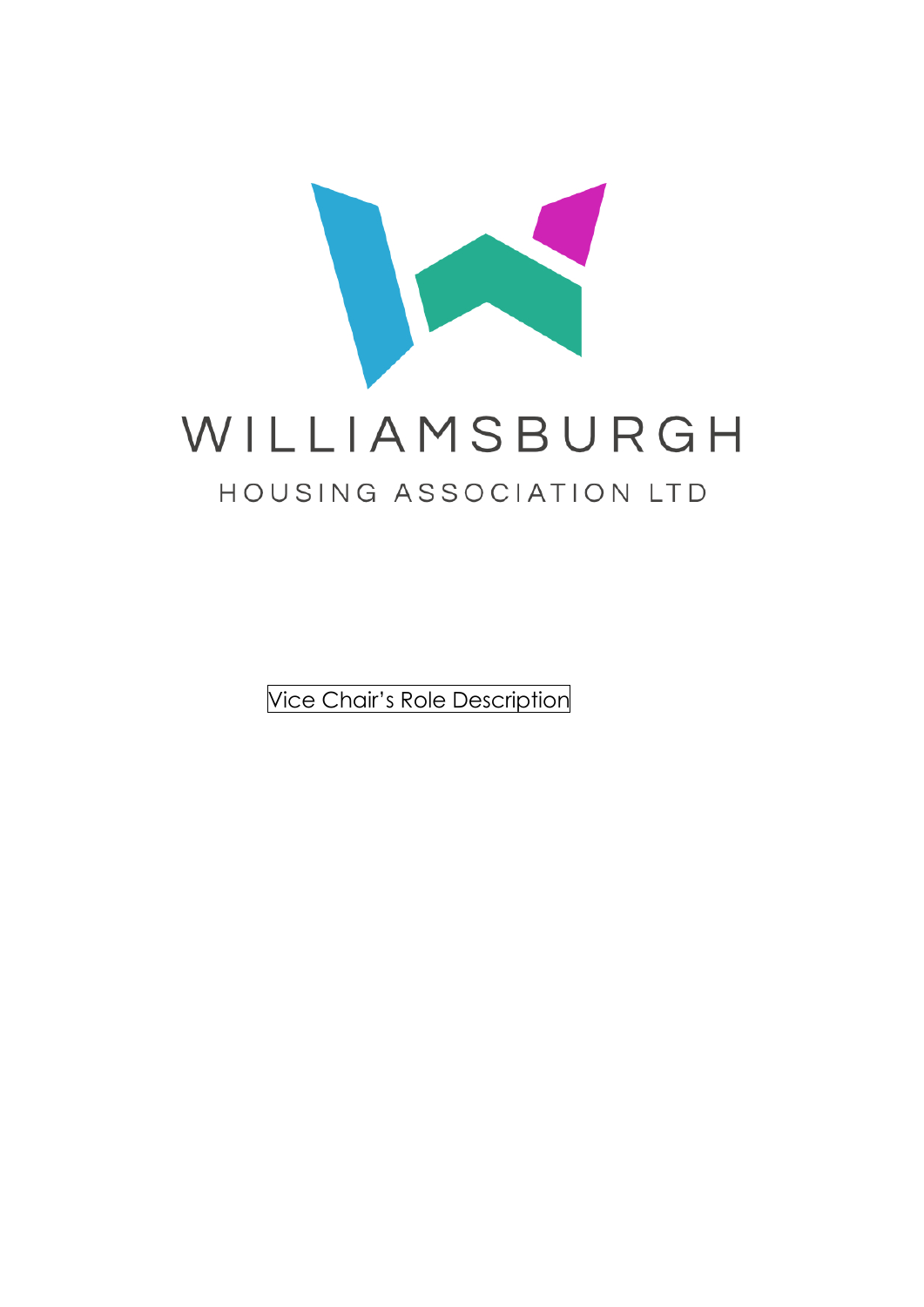WILLIAMSBURGH

HOUSING ASSOCIATION LTD

Vice Chair’s Role Description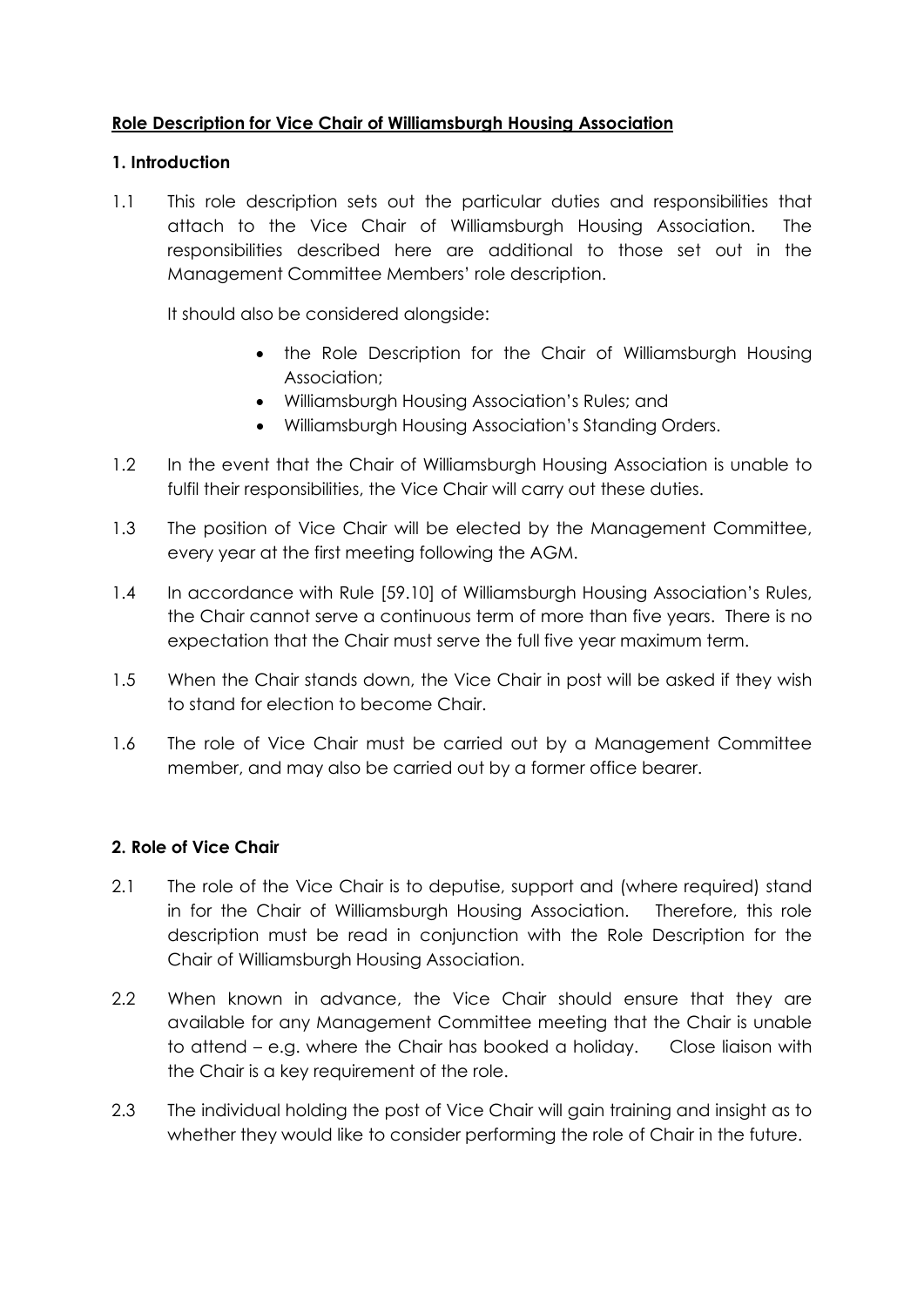**Role Description for Vice Chair of Williamsburgh Housing Association**

**1. Introduction**

1.1 This role description sets out the particular duties and responsibilities that attach to the Vice Chair of Williamsburgh Housing Association. The responsibilities described here are additional to those set out in the Management Committee Members' role description.

It should also be considered alongside:

- the Role Description for the Chair of Williamsburgh Housing Association;
- Williamsburgh Housing Association's Rules; and
- Williamsburgh Housing Association's Standing Orders.

1.2 In the event that the Chair of Williamsburgh Housing Association is unable to fulfil their responsibilities, the Vice Chair will carry out these duties.

1.3 The position of Vice Chair will be elected by the Management Committee, every year at the first meeting following the AGM.

1.4 In accordance with Rule [59.10] of Williamsburgh Housing Association's Rules, the Chair cannot serve a continuous term of more than five years. There is no expectation that the Chair must serve the full five year maximum term.

1.5 When the Chair stands down, the Vice Chair in post will be asked if they wish to stand for election to become Chair.

1.6 The role of Vice Chair must be carried out by a Management Committee member, and may also be carried out by a former office bearer.

**2. Role of Vice Chair**

2.1 The role of the Vice Chair is to deputise, support and (where required) stand in for the Chair of Williamsburgh Housing Association. Therefore, this role description must be read in conjunction with the Role Description for the Chair of Williamsburgh Housing Association.

2.2 When known in advance, the Vice Chair should ensure that they are available for any Management Committee meeting that the Chair is unable to attend – e.g. where the Chair has booked a holiday. Close liaison with the Chair is a key requirement of the role.

2.3 The individual holding the post of Vice Chair will gain training and insight as to whether they would like to consider performing the role of Chair in the future.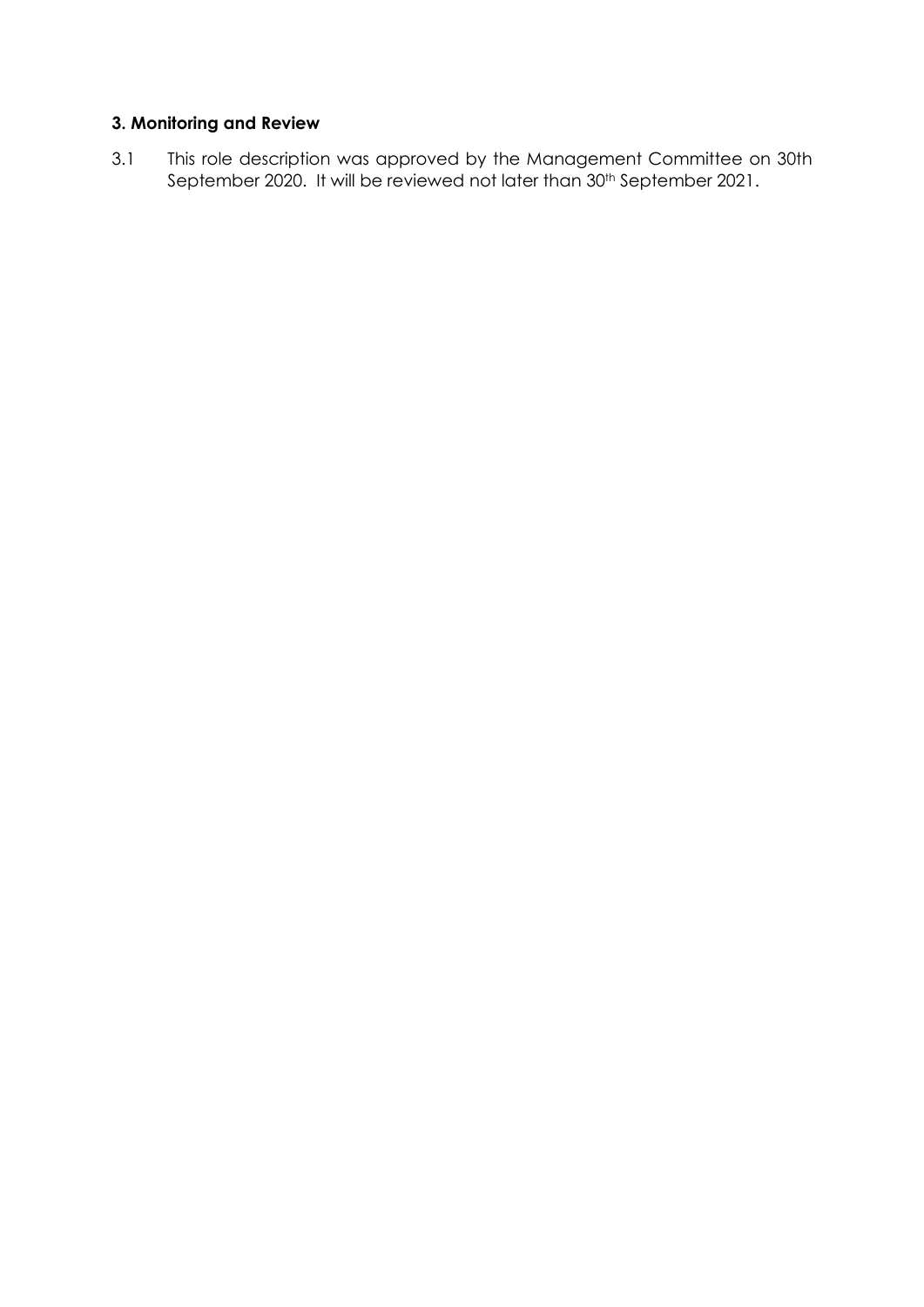### 3. Monitoring and Review

3.1 This role description was approved by the Management Committee on 30th September 2020. It will be reviewed not later than 30th September 2021.